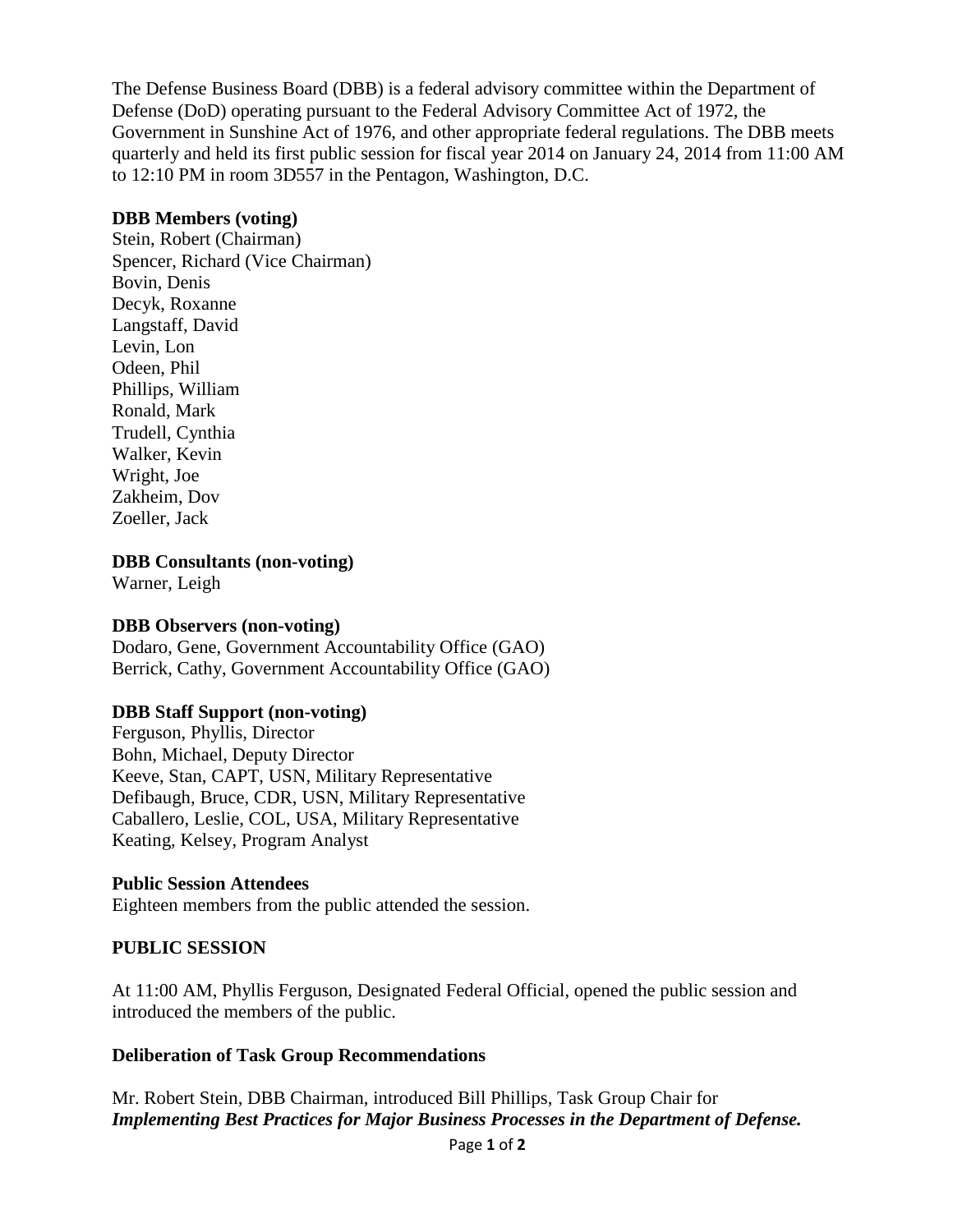The Defense Business Board (DBB) is a federal advisory committee within the Department of Defense (DoD) operating pursuant to the Federal Advisory Committee Act of 1972, the Government in Sunshine Act of 1976, and other appropriate federal regulations. The DBB meets quarterly and held its first public session for fiscal year 2014 on January 24, 2014 from 11:00 AM to 12:10 PM in room 3D557 in the Pentagon, Washington, D.C.

**DBB Members (voting)**

Stein, Robert (Chairman)
Spencer, Richard (Vice Chairman)
Bovin, Denis
Decyk, Roxanne
Langstaff, David
Levin, Lon
Odeen, Phil
Phillips, William
Ronald, Mark
Trudell, Cynthia
Walker, Kevin
Wright, Joe
Zakheim, Dov
Zoeller, Jack

**DBB Consultants (non-voting)**

Warner, Leigh

**DBB Observers (non-voting)**

Dodaro, Gene, Government Accountability Office (GAO)
Berrick, Cathy, Government Accountability Office (GAO)

**DBB Staff Support (non-voting)**

Ferguson, Phyllis, Director
Bohn, Michael, Deputy Director
Keeve, Stan, CAPT, USN, Military Representative
Defibaugh, Bruce, CDR, USN, Military Representative
Caballero, Leslie, COL, USA, Military Representative
Keating, Kelsey, Program Analyst

**Public Session Attendees**

Eighteen members from the public attended the session.

## PUBLIC SESSION

At 11:00 AM, Phyllis Ferguson, Designated Federal Official, opened the public session and introduced the members of the public.

### Deliberation of Task Group Recommendations

Mr. Robert Stein, DBB Chairman, introduced Bill Phillips, Task Group Chair for ***Implementing Best Practices for Major Business Processes in the Department of Defense.***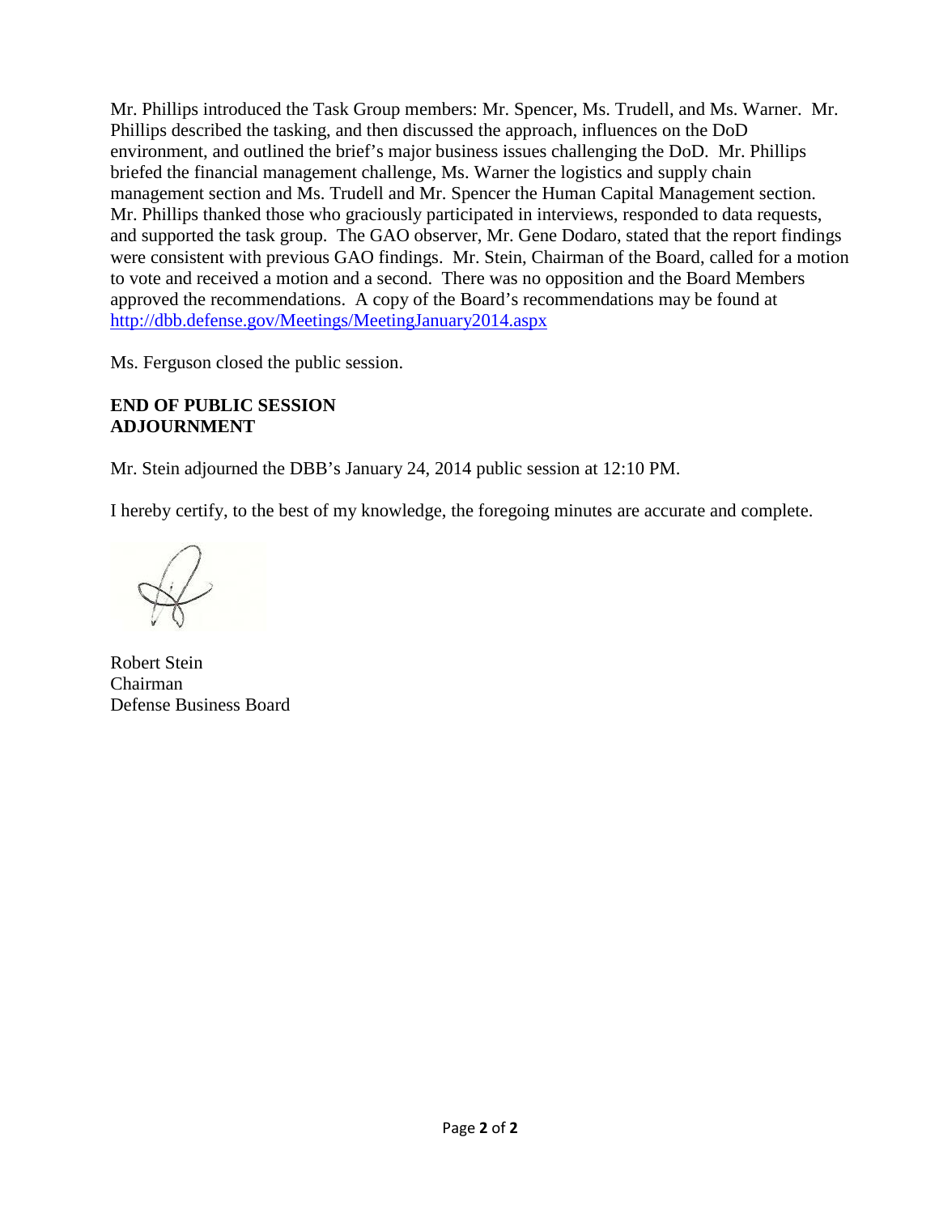Mr. Phillips introduced the Task Group members: Mr. Spencer, Ms. Trudell, and Ms. Warner. Mr. Phillips described the tasking, and then discussed the approach, influences on the DoD environment, and outlined the brief's major business issues challenging the DoD. Mr. Phillips briefed the financial management challenge, Ms. Warner the logistics and supply chain management section and Ms. Trudell and Mr. Spencer the Human Capital Management section. Mr. Phillips thanked those who graciously participated in interviews, responded to data requests, and supported the task group. The GAO observer, Mr. Gene Dodaro, stated that the report findings were consistent with previous GAO findings. Mr. Stein, Chairman of the Board, called for a motion to vote and received a motion and a second. There was no opposition and the Board Members approved the recommendations. A copy of the Board's recommendations may be found at http://dbb.defense.gov/Meetings/MeetingJanuary2014.aspx

Ms. Ferguson closed the public session.

**END OF PUBLIC SESSION**
**ADJOURNMENT**

Mr. Stein adjourned the DBB's January 24, 2014 public session at 12:10 PM.

I hereby certify, to the best of my knowledge, the foregoing minutes are accurate and complete.

Robert Stein
Chairman
Defense Business Board